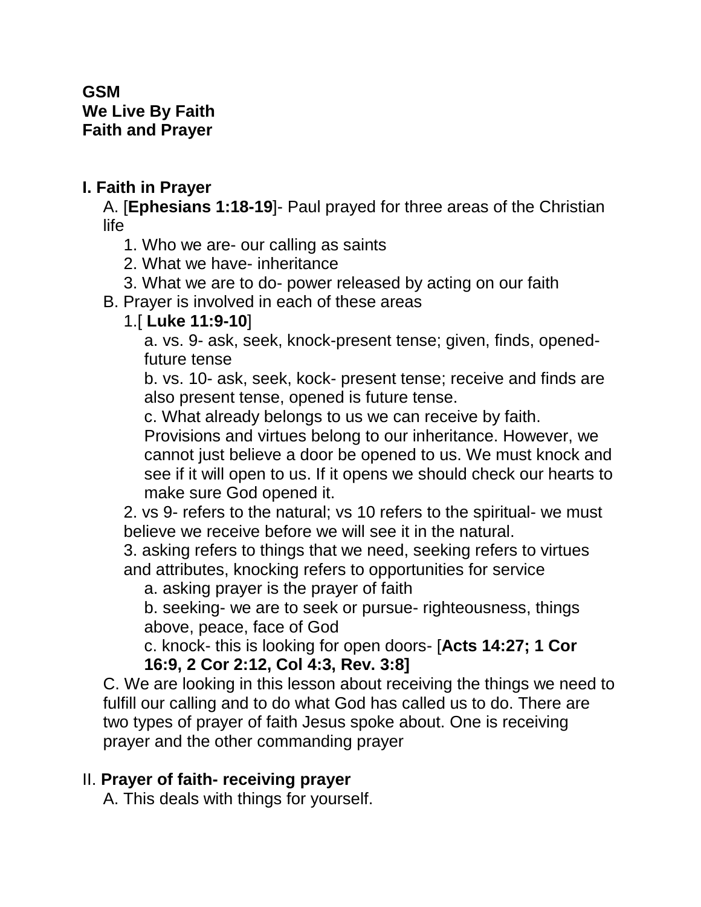**GSM**
**We Live By Faith**
**Faith and Prayer**

## I. Faith in Prayer

A. [**Ephesians 1:18-19**]- Paul prayed for three areas of the Christian life

1. Who we are- our calling as saints
2. What we have- inheritance
3. What we are to do- power released by acting on our faith

B. Prayer is involved in each of these areas

1.[ **Luke 11:9-10**]

a. vs. 9- ask, seek, knock-present tense; given, finds, opened-future tense

b. vs. 10- ask, seek, kock- present tense; receive and finds are also present tense, opened is future tense.

c. What already belongs to us we can receive by faith. Provisions and virtues belong to our inheritance. However, we cannot just believe a door be opened to us. We must knock and see if it will open to us. If it opens we should check our hearts to make sure God opened it.

2. vs 9- refers to the natural; vs 10 refers to the spiritual- we must believe we receive before we will see it in the natural.

3. asking refers to things that we need, seeking refers to virtues and attributes, knocking refers to opportunities for service

a. asking prayer is the prayer of faith

b. seeking- we are to seek or pursue- righteousness, things above, peace, face of God

c. knock- this is looking for open doors- [**Acts 14:27; 1 Cor 16:9, 2 Cor 2:12, Col 4:3, Rev. 3:8]**

C. We are looking in this lesson about receiving the things we need to fulfill our calling and to do what God has called us to do. There are two types of prayer of faith Jesus spoke about. One is receiving prayer and the other commanding prayer

## II. **Prayer of faith- receiving prayer**

A. This deals with things for yourself.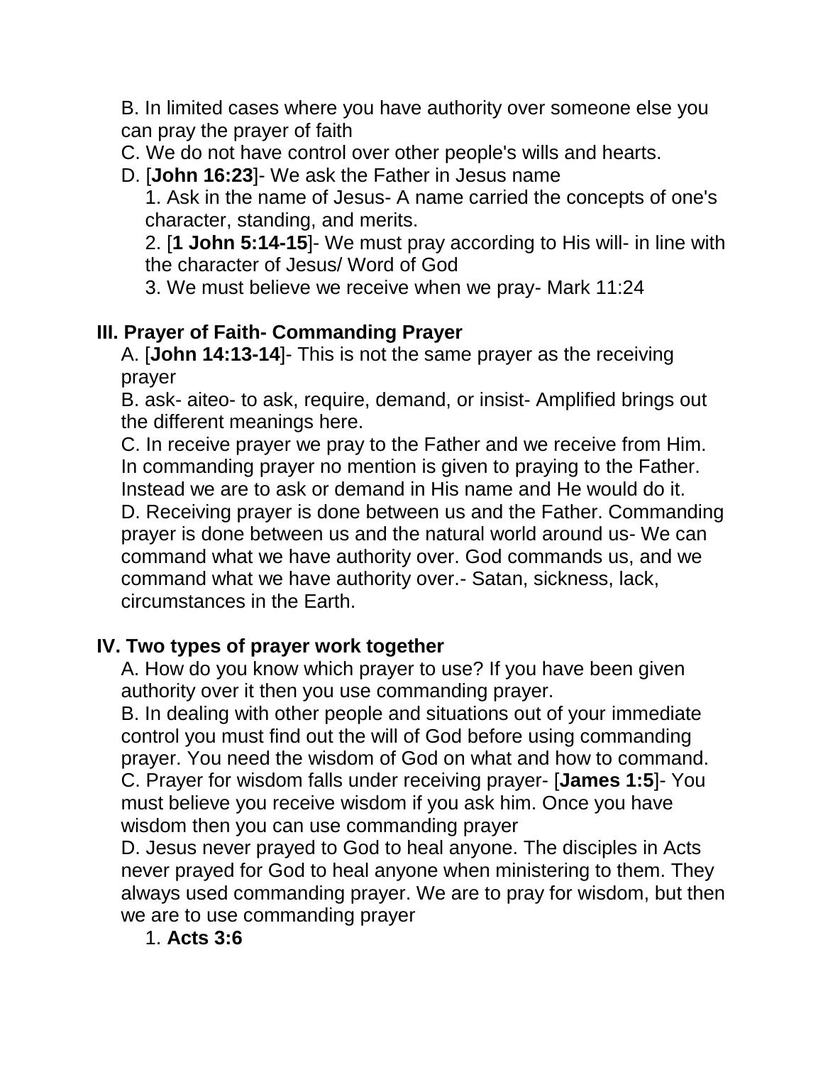B. In limited cases where you have authority over someone else you can pray the prayer of faith

C. We do not have control over other people's wills and hearts.

D. [**John 16:23**]- We ask the Father in Jesus name

1. Ask in the name of Jesus- A name carried the concepts of one's character, standing, and merits.
2. [**1 John 5:14-15**]- We must pray according to His will- in line with the character of Jesus/ Word of God
3. We must believe we receive when we pray- Mark 11:24

## III. Prayer of Faith- Commanding Prayer

A. [**John 14:13-14**]- This is not the same prayer as the receiving prayer

B. ask- aiteo- to ask, require, demand, or insist- Amplified brings out the different meanings here.

C. In receive prayer we pray to the Father and we receive from Him. In commanding prayer no mention is given to praying to the Father. Instead we are to ask or demand in His name and He would do it.

D. Receiving prayer is done between us and the Father. Commanding prayer is done between us and the natural world around us- We can command what we have authority over. God commands us, and we command what we have authority over.- Satan, sickness, lack, circumstances in the Earth.

## IV. Two types of prayer work together

A. How do you know which prayer to use? If you have been given authority over it then you use commanding prayer.

B. In dealing with other people and situations out of your immediate control you must find out the will of God before using commanding prayer. You need the wisdom of God on what and how to command.

C. Prayer for wisdom falls under receiving prayer- [**James 1:5**]- You must believe you receive wisdom if you ask him. Once you have wisdom then you can use commanding prayer

D. Jesus never prayed to God to heal anyone. The disciples in Acts never prayed for God to heal anyone when ministering to them. They always used commanding prayer. We are to pray for wisdom, but then we are to use commanding prayer

1. **Acts 3:6**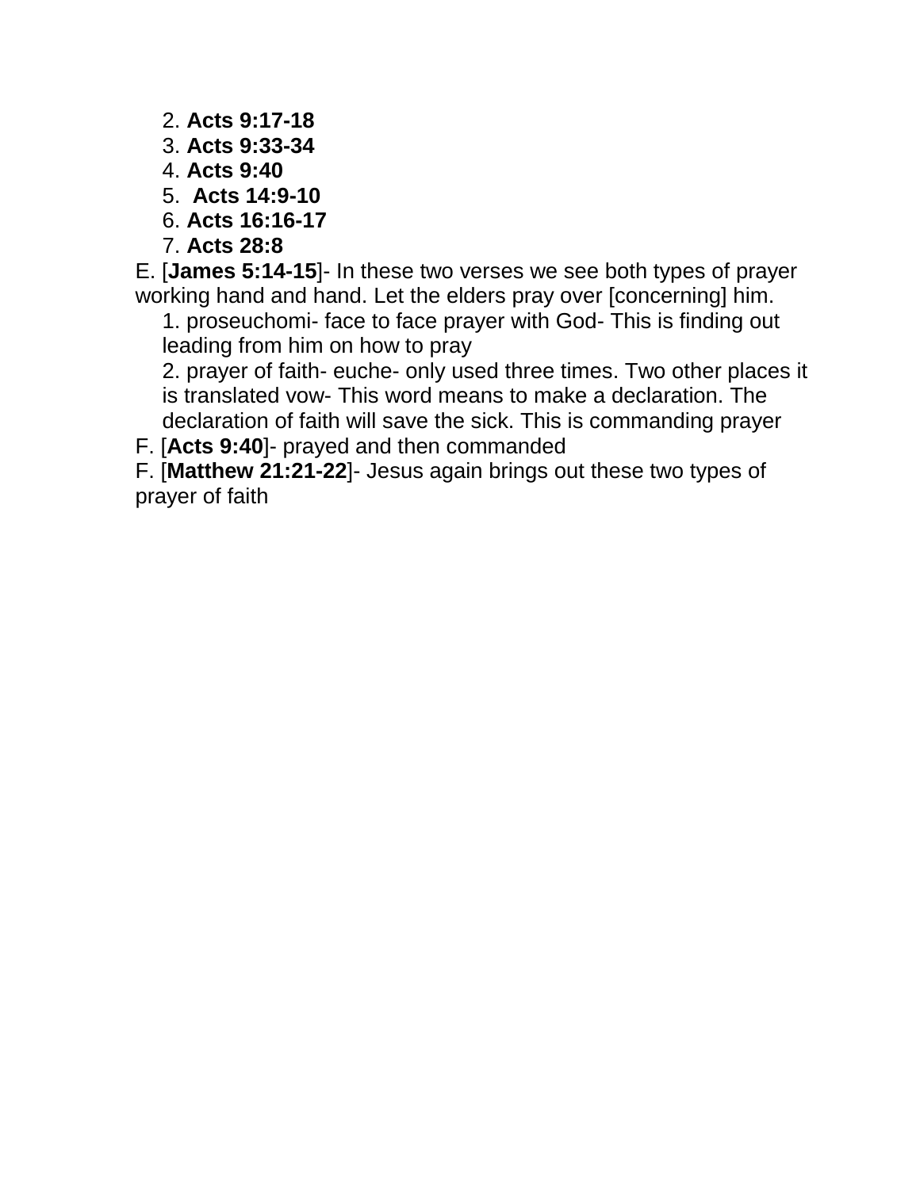2. **Acts 9:17-18**
   3. **Acts 9:33-34**
   4. **Acts 9:40**
   5. **Acts 14:9-10**
   6. **Acts 16:16-17**
   7. **Acts 28:8**

E. [**James 5:14-15**]- In these two verses we see both types of prayer working hand and hand. Let the elders pray over [concerning] him.

   1. proseuchomi- face to face prayer with God- This is finding out leading from him on how to pray
   2. prayer of faith- euche- only used three times. Two other places it is translated vow- This word means to make a declaration. The declaration of faith will save the sick. This is commanding prayer

F. [**Acts 9:40**]- prayed and then commanded

F. [**Matthew 21:21-22**]- Jesus again brings out these two types of prayer of faith